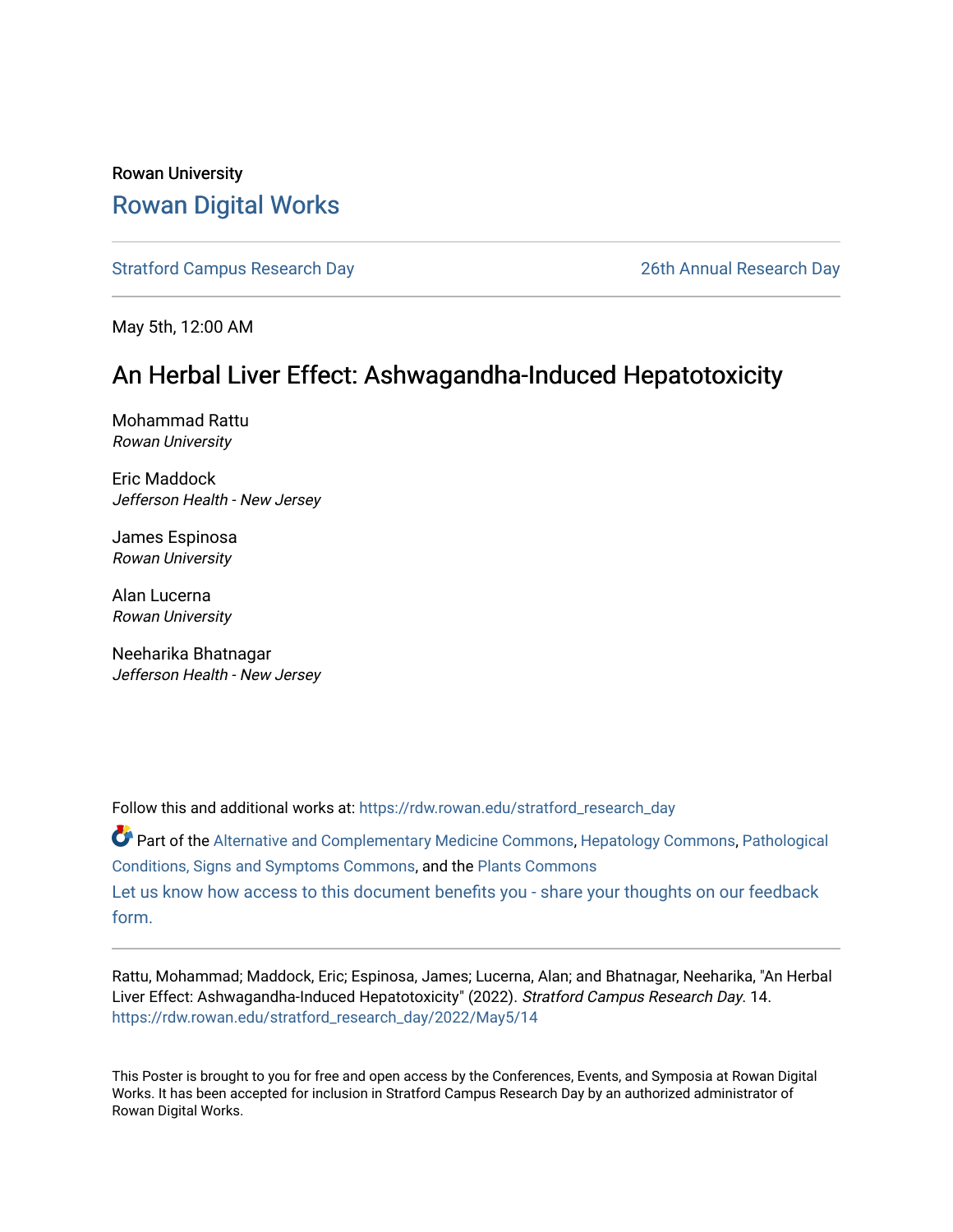Rowan University

# Rowan Digital Works

Stratford Campus Research Day | 26th Annual Research Day

May 5th, 12:00 AM

## An Herbal Liver Effect: Ashwagandha-Induced Hepatotoxicity

Mohammad Rattu
*Rowan University*

Eric Maddock
*Jefferson Health - New Jersey*

James Espinosa
*Rowan University*

Alan Lucerna
*Rowan University*

Neeharika Bhatnagar
*Jefferson Health - New Jersey*

Follow this and additional works at: https://rdw.rowan.edu/stratford_research_day

Part of the Alternative and Complementary Medicine Commons, Hepatology Commons, Pathological Conditions, Signs and Symptoms Commons, and the Plants Commons

Let us know how access to this document benefits you - share your thoughts on our feedback form.

Rattu, Mohammad; Maddock, Eric; Espinosa, James; Lucerna, Alan; and Bhatnagar, Neeharika, "An Herbal Liver Effect: Ashwagandha-Induced Hepatotoxicity" (2022). *Stratford Campus Research Day*. 14.
https://rdw.rowan.edu/stratford_research_day/2022/May5/14

This Poster is brought to you for free and open access by the Conferences, Events, and Symposia at Rowan Digital Works. It has been accepted for inclusion in Stratford Campus Research Day by an authorized administrator of Rowan Digital Works.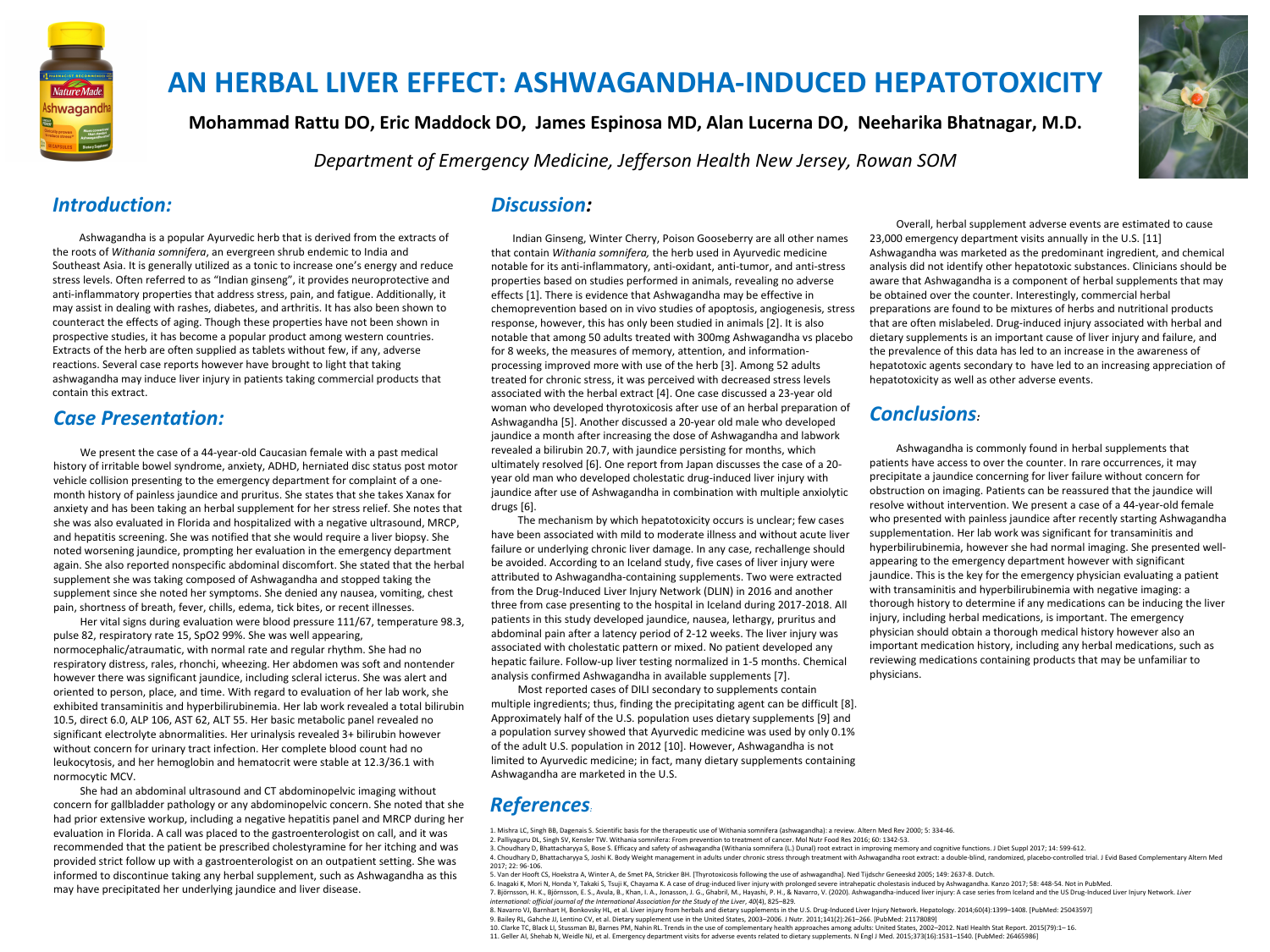# AN HERBAL LIVER EFFECT: ASHWAGANDHA-INDUCED HEPATOTOXICITY

**Mohammad Rattu DO, Eric Maddock DO, James Espinosa MD, Alan Lucerna DO, Neeharika Bhatnagar, M.D.**

*Department of Emergency Medicine, Jefferson Health New Jersey, Rowan SOM*

## Introduction:

Ashwagandha is a popular Ayurvedic herb that is derived from the extracts of the roots of *Withania somnifera*, an evergreen shrub endemic to India and Southeast Asia. It is generally utilized as a tonic to increase one's energy and reduce stress levels. Often referred to as "Indian ginseng", it provides neuroprotective and anti-inflammatory properties that address stress, pain, and fatigue. Additionally, it may assist in dealing with rashes, diabetes, and arthritis. It has also been shown to counteract the effects of aging. Though these properties have not been shown in prospective studies, it has become a popular product among western countries. Extracts of the herb are often supplied as tablets without few, if any, adverse reactions. Several case reports however have brought to light that taking ashwagandha may induce liver injury in patients taking commercial products that contain this extract.

## Case Presentation:

We present the case of a 44-year-old Caucasian female with a past medical history of irritable bowel syndrome, anxiety, ADHD, herniated disc status post motor vehicle collision presenting to the emergency department for complaint of a one-month history of painless jaundice and pruritus. She states that she takes Xanax for anxiety and has been taking an herbal supplement for her stress relief. She notes that she was also evaluated in Florida and hospitalized with a negative ultrasound, MRCP, and hepatitis screening. She was notified that she would require a liver biopsy. She noted worsening jaundice, prompting her evaluation in the emergency department again. She also reported nonspecific abdominal discomfort. She stated that the herbal supplement she was taking composed of Ashwagandha and stopped taking the supplement since she noted her symptoms. She denied any nausea, vomiting, chest pain, shortness of breath, fever, chills, edema, tick bites, or recent illnesses.

Her vital signs during evaluation were blood pressure 111/67, temperature 98.3, pulse 82, respiratory rate 15, SpO2 99%. She was well appearing, normocephalic/atraumatic, with normal rate and regular rhythm. She had no respiratory distress, rales, rhonchi, wheezing. Her abdomen was soft and nontender however there was significant jaundice, including scleral icterus. She was alert and oriented to person, place, and time. With regard to evaluation of her lab work, she exhibited transaminitis and hyperbilirubinemia. Her lab work revealed a total bilirubin 10.5, direct 6.0, ALP 106, AST 62, ALT 55. Her basic metabolic panel revealed no significant electrolyte abnormalities. Her urinalysis revealed 3+ bilirubin however without concern for urinary tract infection. Her complete blood count had no leukocytosis, and her hemoglobin and hematocrit were stable at 12.3/36.1 with normocytic MCV.

She had an abdominal ultrasound and CT abdominopelvic imaging without concern for gallbladder pathology or any abdominopelvic concern. She noted that she had prior extensive workup, including a negative hepatitis panel and MRCP during her evaluation in Florida. A call was placed to the gastroenterologist on call, and it was recommended that the patient be prescribed cholestyramine for her itching and was provided strict follow up with a gastroenterologist on an outpatient setting. She was informed to discontinue taking any herbal supplement, such as Ashwagandha as this may have precipitated her underlying jaundice and liver disease.

## Discussion:

Indian Ginseng, Winter Cherry, Poison Gooseberry are all other names that contain *Withania somnifera,* the herb used in Ayurvedic medicine notable for its anti-inflammatory, anti-oxidant, anti-tumor, and anti-stress properties based on studies performed in animals, revealing no adverse effects [1]. There is evidence that Ashwagandha may be effective in chemoprevention based on in vivo studies of apoptosis, angiogenesis, stress response, however, this has only been studied in animals [2]. It is also notable that among 50 adults treated with 300mg Ashwagandha vs placebo for 8 weeks, the measures of memory, attention, and information-processing improved more with use of the herb [3]. Among 52 adults treated for chronic stress, it was perceived with decreased stress levels associated with the herbal extract [4]. One case discussed a 23-year old woman who developed thyrotoxicosis after use of an herbal preparation of Ashwagandha [5]. Another discussed a 20-year old male who developed jaundice a month after increasing the dose of Ashwagandha and labwork revealed a bilirubin 20.7, with jaundice persisting for months, which ultimately resolved [6]. One report from Japan discusses the case of a 20-year old man who developed cholestatic drug-induced liver injury with jaundice after use of Ashwagandha in combination with multiple anxiolytic drugs [6].

The mechanism by which hepatotoxicity occurs is unclear; few cases have been associated with mild to moderate illness and without acute liver failure or underlying chronic liver damage. In any case, rechallenge should be avoided. According to an Iceland study, five cases of liver injury were attributed to Ashwagandha-containing supplements. Two were extracted from the Drug-Induced Liver Injury Network (DLIN) in 2016 and another three from case presenting to the hospital in Iceland during 2017-2018. All patients in this study developed jaundice, nausea, lethargy, pruritus and abdominal pain after a latency period of 2-12 weeks. The liver injury was associated with cholestatic pattern or mixed. No patient developed any hepatic failure. Follow-up liver testing normalized in 1-5 months. Chemical analysis confirmed Ashwagandha in available supplements [7].

Most reported cases of DILI secondary to supplements contain multiple ingredients; thus, finding the precipitating agent can be difficult [8]. Approximately half of the U.S. population uses dietary supplements [9] and a population survey showed that Ayurvedic medicine was used by only 0.1% of the adult U.S. population in 2012 [10]. However, Ashwagandha is not limited to Ayurvedic medicine; in fact, many dietary supplements containing Ashwagandha are marketed in the U.S.

Overall, herbal supplement adverse events are estimated to cause 23,000 emergency department visits annually in the U.S. [11] Ashwagandha was marketed as the predominant ingredient, and chemical analysis did not identify other hepatotoxic substances. Clinicians should be aware that Ashwagandha is a component of herbal supplements that may be obtained over the counter. Interestingly, commercial herbal preparations are found to be mixtures of herbs and nutritional products that are often mislabeled. Drug-induced injury associated with herbal and dietary supplements is an important cause of liver injury and failure, and the prevalence of this data has led to an increase in the awareness of hepatotoxic agents secondary to have led to an increasing appreciation of hepatotoxicity as well as other adverse events.

## Conclusions:

Ashwagandha is commonly found in herbal supplements that patients have access to over the counter. In rare occurrences, it may precipitate a jaundice concerning for liver failure without concern for obstruction on imaging. Patients can be reassured that the jaundice will resolve without intervention. We present a case of a 44-year-old female who presented with painless jaundice after recently starting Ashwagandha supplementation. Her lab work was significant for transaminitis and hyperbilirubinemia, however she had normal imaging. She presented well-appearing to the emergency department however with significant jaundice. This is the key for the emergency physician evaluating a patient with transaminitis and hyperbilirubinemia with negative imaging: a thorough history to determine if any medications can be inducing the liver injury, including herbal medications, is important. The emergency physician should obtain a thorough medical history however also an important medication history, including any herbal medications, such as reviewing medications containing products that may be unfamiliar to physicians.

## References:

1. Mishra LC, Singh BB, Dagenais S. Scientific basis for the therapeutic use of Withania somnifera (ashwagandha): a review. Altern Med Rev 2000; 5: 334-46.
2. Palliyaguru DL, Singh SV, Kensler TW. Withania somnifera: From prevention to treatment of cancer. Mol Nutr Food Res 2016; 60: 1342-53.
3. Choudhary D, Bhattacharyya S, Bose S. Efficacy and safety of ashwagandha (Withania somnifera (L.) Dunal) root extract in improving memory and cognitive functions. J Diet Suppl 2017; 14: 599-612.
4. Choudhary D, Bhattacharyya S, Joshi K. Body Weight management in adults under chronic stress through treatment with Ashwagandha root extract: a double-blind, randomized, placebo-controlled trial. J Evid Based Complementary Altern Med 2017; 22: 96-106.
5. Van der Hooft CS, Hoekstra A, Winter A, de Smet PA, Stricker BH. [Thyrotoxicosis following the use of ashwagandha]. Ned Tijdschr Geneeskd 2005; 149: 2637-8. Dutch.
6. Inagaki K, Mori N, Honda Y, Takaki S, Tsuji K, Chayama K. A case of drug-induced liver injury with prolonged severe intrahepatic cholestasis induced by Ashwagandha. Kanzo 2017; 58: 448-54. Not in PubMed.
7. Björnsson, H. K., Björnsson, E. S., Avula, B., Khan, I. A., Jonasson, J. G., Ghabril, M., Hayashi, P. H., & Navarro, V. (2020). Ashwagandha-induced liver injury: A case series from Iceland and the US Drug-Induced Liver Injury Network. *Liver international: official journal of the International Association for the Study of the Liver*, *40*(4), 825–829.
8. Navarro VJ, Barnhart H, Bonkovsky HL, et al. Liver injury from herbals and dietary supplements in the U.S. Drug-Induced Liver Injury Network. Hepatology. 2014;60(4):1399–1408. [PubMed: 25043597]
9. Bailey RL, Gahche JJ, Lentino CV, et al. Dietary supplement use in the United States, 2003–2006. J Nutr. 2011;141(2):261–266. [PubMed: 21178089]
10. Clarke TC, Black LI, Stussman BJ, Barnes PM, Nahin RL. Trends in the use of complementary health approaches among adults: United States, 2002–2012. Natl Health Stat Report. 2015(79):1– 16.
11. Geller AI, Shehab N, Weidle NJ, et al. Emergency department visits for adverse events related to dietary supplements. N Engl J Med. 2015;373(16):1531–1540. [PubMed: 26465986]